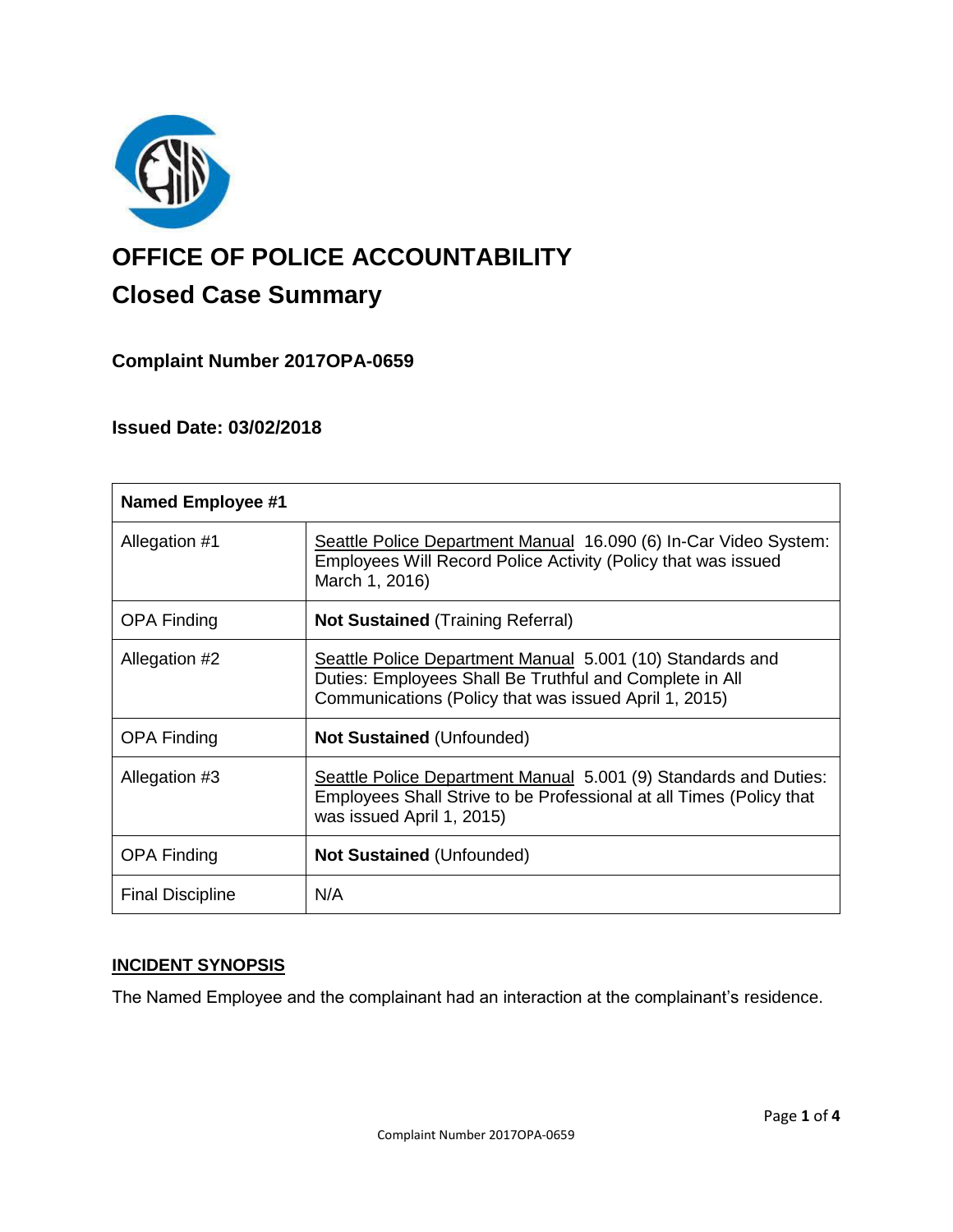# OFFICE OF POLICE ACCOUNTABILITY

## Closed Case Summary

### Complaint Number 2017OPA-0659

### Issued Date: 03/02/2018

| Named Employee #1 | |
|---|---|
| Allegation #1 | Seattle Police Department Manual 16.090 (6) In-Car Video System: Employees Will Record Police Activity (Policy that was issued March 1, 2016) |
| OPA Finding | **Not Sustained** (Training Referral) |
| Allegation #2 | Seattle Police Department Manual 5.001 (10) Standards and Duties: Employees Shall Be Truthful and Complete in All Communications (Policy that was issued April 1, 2015) |
| OPA Finding | **Not Sustained** (Unfounded) |
| Allegation #3 | Seattle Police Department Manual 5.001 (9) Standards and Duties: Employees Shall Strive to be Professional at all Times (Policy that was issued April 1, 2015) |
| OPA Finding | **Not Sustained** (Unfounded) |
| Final Discipline | N/A |

**INCIDENT SYNOPSIS**

The Named Employee and the complainant had an interaction at the complainant's residence.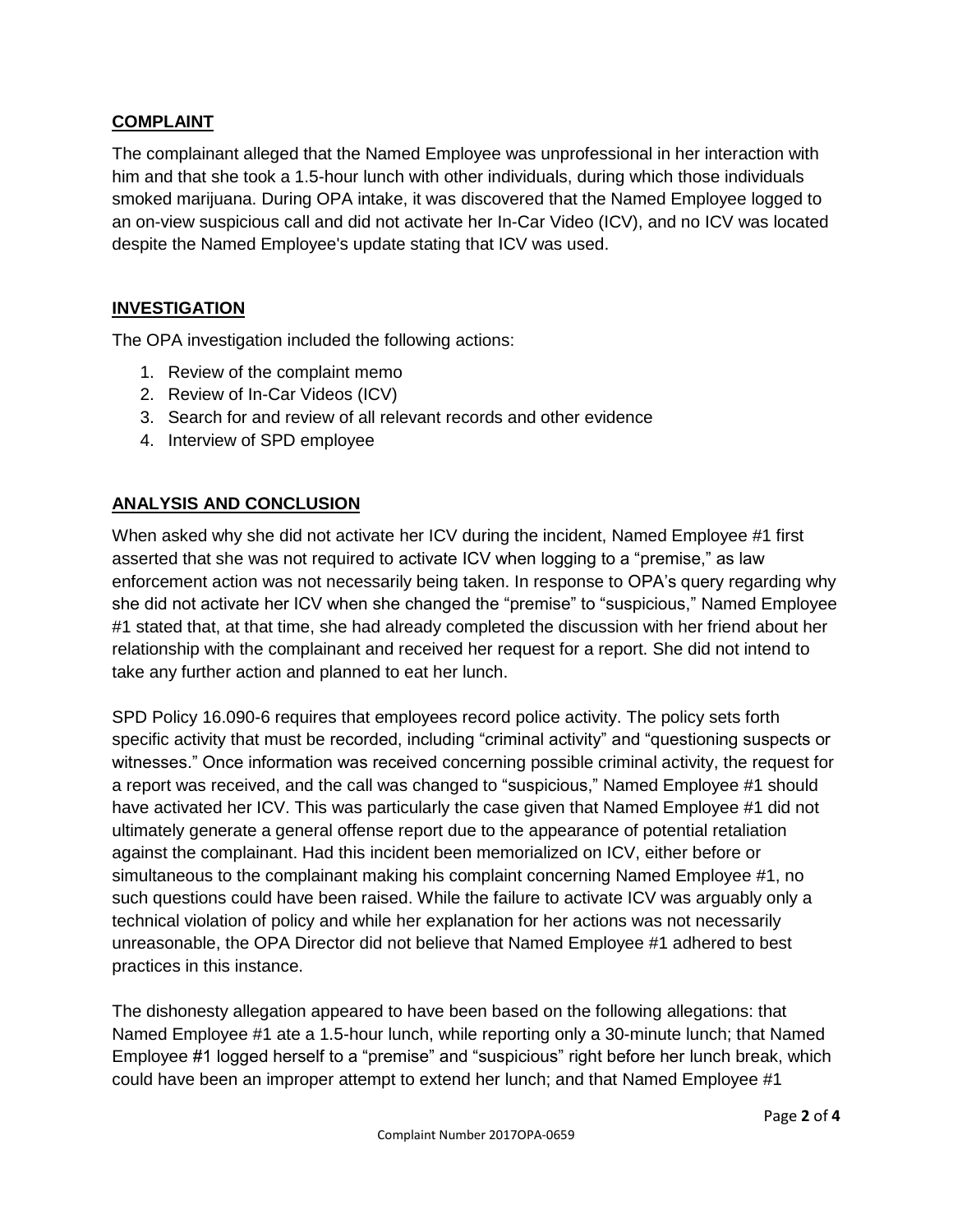## COMPLAINT

The complainant alleged that the Named Employee was unprofessional in her interaction with him and that she took a 1.5-hour lunch with other individuals, during which those individuals smoked marijuana. During OPA intake, it was discovered that the Named Employee logged to an on-view suspicious call and did not activate her In-Car Video (ICV), and no ICV was located despite the Named Employee's update stating that ICV was used.

## INVESTIGATION

The OPA investigation included the following actions:

1. Review of the complaint memo
2. Review of In-Car Videos (ICV)
3. Search for and review of all relevant records and other evidence
4. Interview of SPD employee

## ANALYSIS AND CONCLUSION

When asked why she did not activate her ICV during the incident, Named Employee #1 first asserted that she was not required to activate ICV when logging to a "premise," as law enforcement action was not necessarily being taken. In response to OPA's query regarding why she did not activate her ICV when she changed the "premise" to "suspicious," Named Employee #1 stated that, at that time, she had already completed the discussion with her friend about her relationship with the complainant and received her request for a report. She did not intend to take any further action and planned to eat her lunch.

SPD Policy 16.090-6 requires that employees record police activity. The policy sets forth specific activity that must be recorded, including "criminal activity" and "questioning suspects or witnesses." Once information was received concerning possible criminal activity, the request for a report was received, and the call was changed to "suspicious," Named Employee #1 should have activated her ICV. This was particularly the case given that Named Employee #1 did not ultimately generate a general offense report due to the appearance of potential retaliation against the complainant. Had this incident been memorialized on ICV, either before or simultaneous to the complainant making his complaint concerning Named Employee #1, no such questions could have been raised. While the failure to activate ICV was arguably only a technical violation of policy and while her explanation for her actions was not necessarily unreasonable, the OPA Director did not believe that Named Employee #1 adhered to best practices in this instance.

The dishonesty allegation appeared to have been based on the following allegations: that Named Employee #1 ate a 1.5-hour lunch, while reporting only a 30-minute lunch; that Named Employee #1 logged herself to a "premise" and "suspicious" right before her lunch break, which could have been an improper attempt to extend her lunch; and that Named Employee #1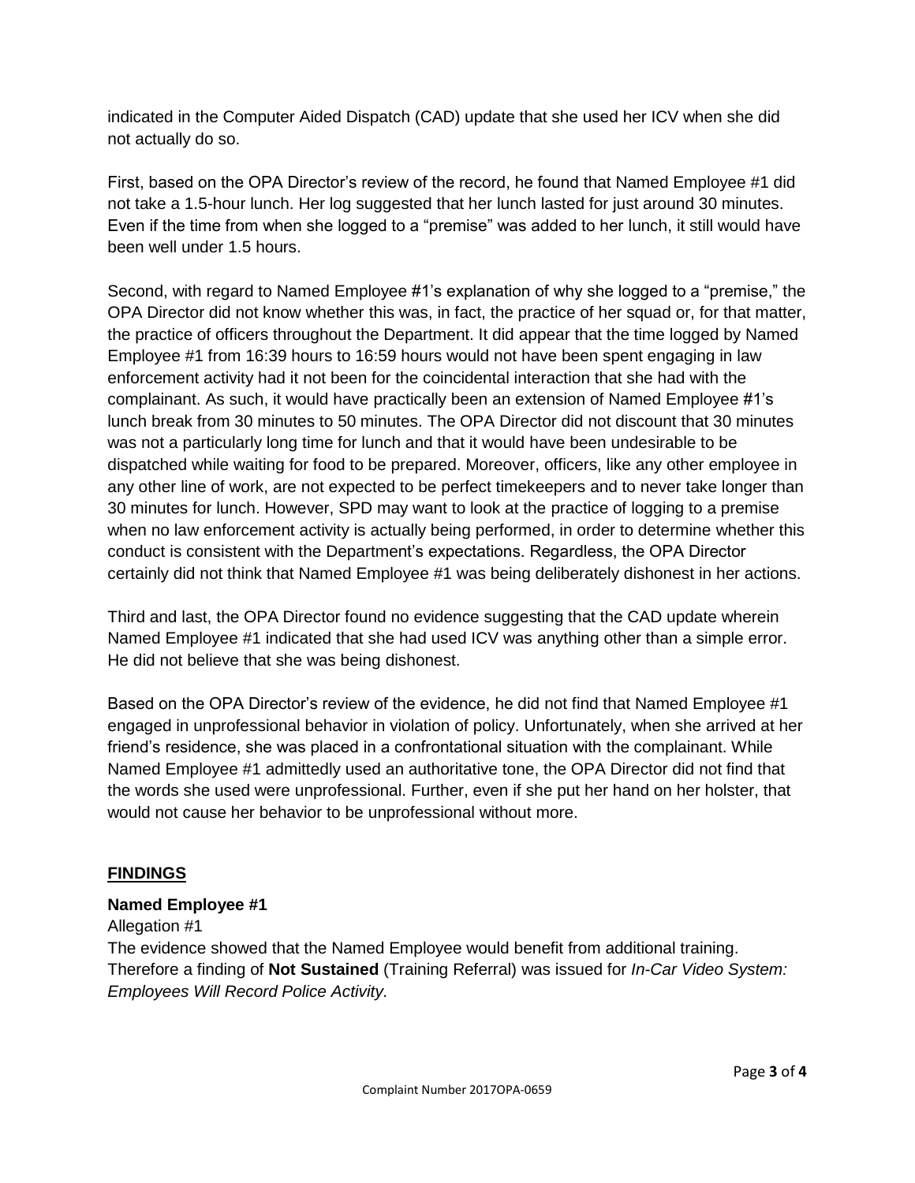indicated in the Computer Aided Dispatch (CAD) update that she used her ICV when she did not actually do so.

First, based on the OPA Director's review of the record, he found that Named Employee #1 did not take a 1.5-hour lunch. Her log suggested that her lunch lasted for just around 30 minutes. Even if the time from when she logged to a "premise" was added to her lunch, it still would have been well under 1.5 hours.

Second, with regard to Named Employee #1's explanation of why she logged to a "premise," the OPA Director did not know whether this was, in fact, the practice of her squad or, for that matter, the practice of officers throughout the Department. It did appear that the time logged by Named Employee #1 from 16:39 hours to 16:59 hours would not have been spent engaging in law enforcement activity had it not been for the coincidental interaction that she had with the complainant. As such, it would have practically been an extension of Named Employee #1's lunch break from 30 minutes to 50 minutes. The OPA Director did not discount that 30 minutes was not a particularly long time for lunch and that it would have been undesirable to be dispatched while waiting for food to be prepared. Moreover, officers, like any other employee in any other line of work, are not expected to be perfect timekeepers and to never take longer than 30 minutes for lunch. However, SPD may want to look at the practice of logging to a premise when no law enforcement activity is actually being performed, in order to determine whether this conduct is consistent with the Department's expectations. Regardless, the OPA Director certainly did not think that Named Employee #1 was being deliberately dishonest in her actions.

Third and last, the OPA Director found no evidence suggesting that the CAD update wherein Named Employee #1 indicated that she had used ICV was anything other than a simple error. He did not believe that she was being dishonest.

Based on the OPA Director's review of the evidence, he did not find that Named Employee #1 engaged in unprofessional behavior in violation of policy. Unfortunately, when she arrived at her friend's residence, she was placed in a confrontational situation with the complainant. While Named Employee #1 admittedly used an authoritative tone, the OPA Director did not find that the words she used were unprofessional. Further, even if she put her hand on her holster, that would not cause her behavior to be unprofessional without more.

## FINDINGS

### Named Employee #1

Allegation #1

The evidence showed that the Named Employee would benefit from additional training. Therefore a finding of **Not Sustained** (Training Referral) was issued for *In-Car Video System: Employees Will Record Police Activity.*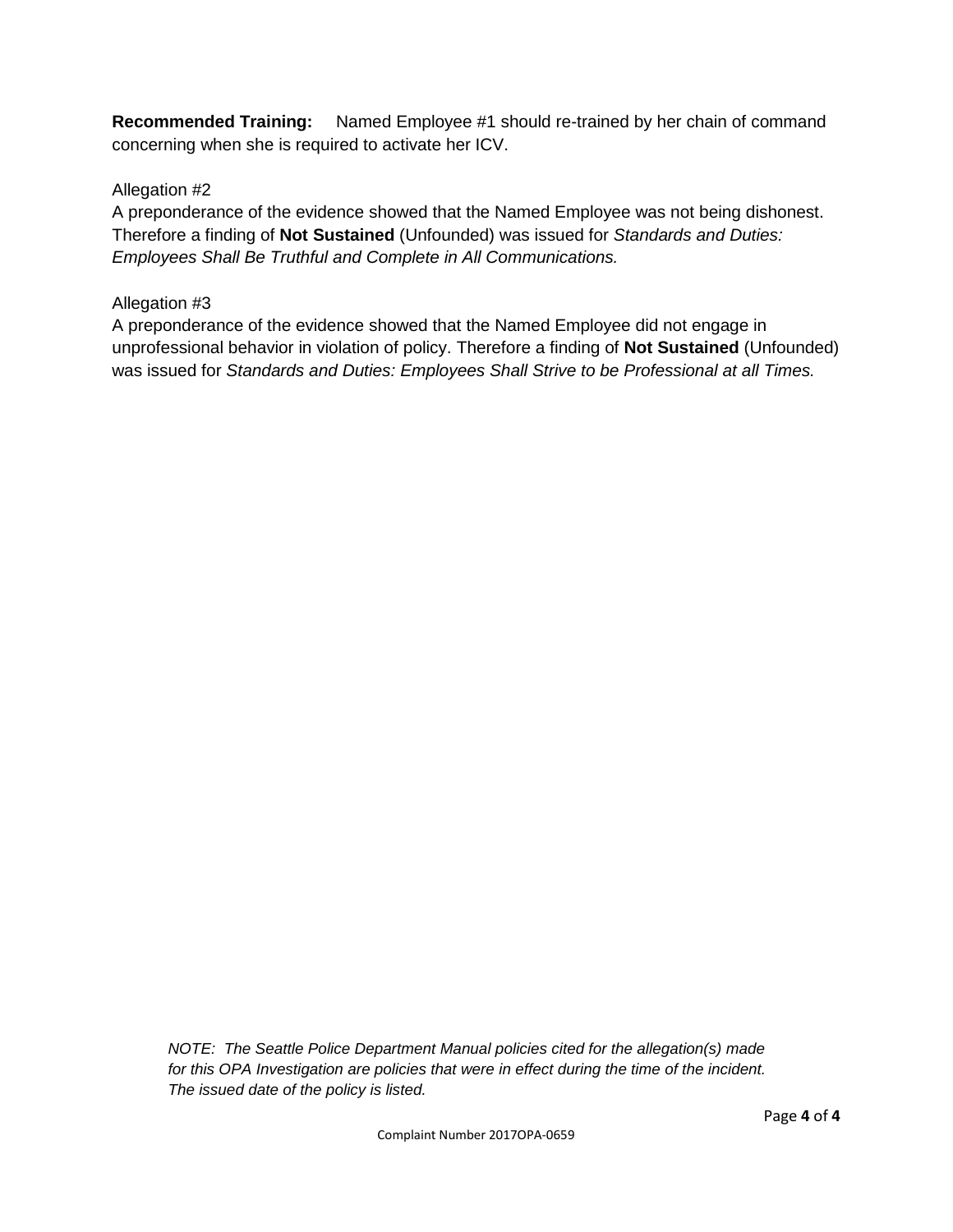**Recommended Training:** Named Employee #1 should re-trained by her chain of command concerning when she is required to activate her ICV.

Allegation #2
A preponderance of the evidence showed that the Named Employee was not being dishonest. Therefore a finding of **Not Sustained** (Unfounded) was issued for *Standards and Duties: Employees Shall Be Truthful and Complete in All Communications.*

Allegation #3
A preponderance of the evidence showed that the Named Employee did not engage in unprofessional behavior in violation of policy. Therefore a finding of **Not Sustained** (Unfounded) was issued for *Standards and Duties: Employees Shall Strive to be Professional at all Times.*

*NOTE: The Seattle Police Department Manual policies cited for the allegation(s) made for this OPA Investigation are policies that were in effect during the time of the incident. The issued date of the policy is listed.*

Complaint Number 2017OPA-0659